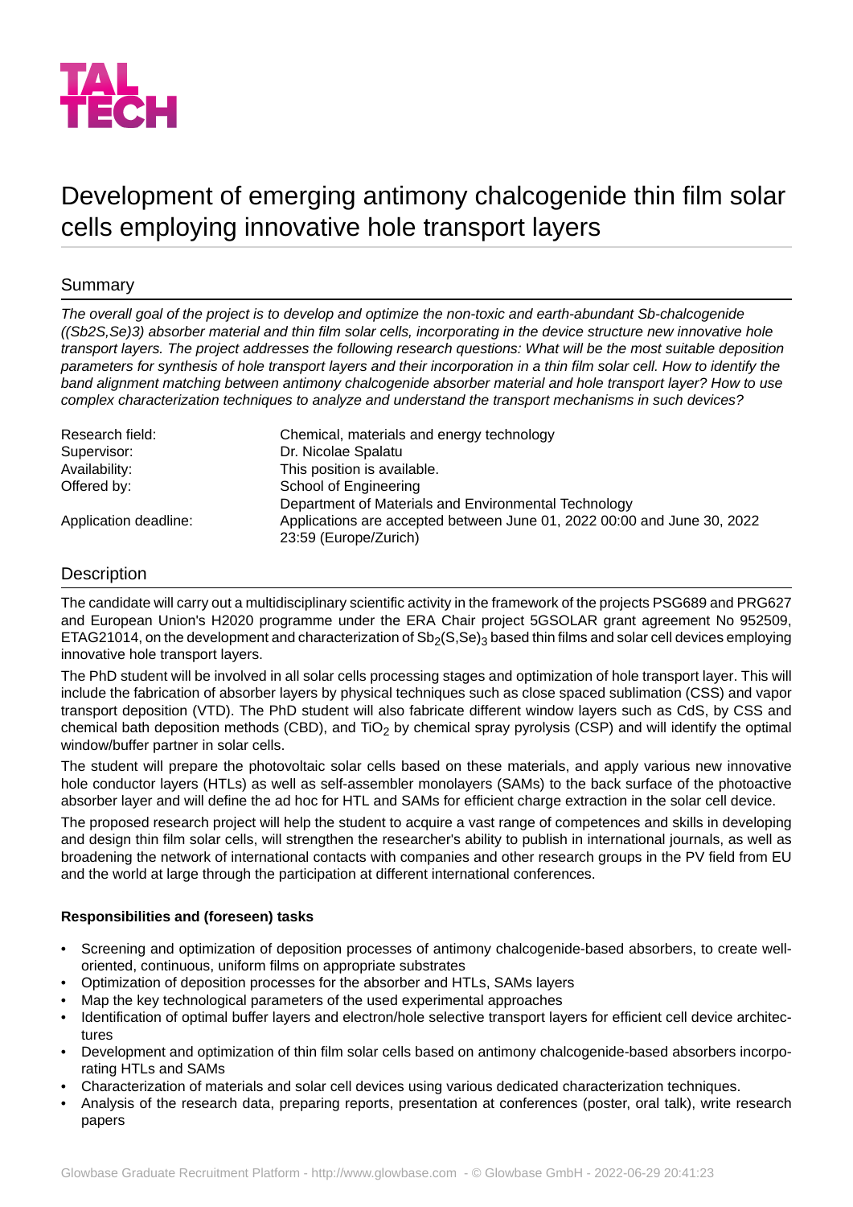TAL TECH

# Development of emerging antimony chalcogenide thin film solar cells employing innovative hole transport layers

## Summary

*The overall goal of the project is to develop and optimize the non-toxic and earth-abundant Sb-chalcogenide ((Sb2S,Se)3) absorber material and thin film solar cells, incorporating in the device structure new innovative hole transport layers. The project addresses the following research questions: What will be the most suitable deposition parameters for synthesis of hole transport layers and their incorporation in a thin film solar cell. How to identify the band alignment matching between antimony chalcogenide absorber material and hole transport layer? How to use complex characterization techniques to analyze and understand the transport mechanisms in such devices?*

| | |
|---|---|
| Research field: | Chemical, materials and energy technology |
| Supervisor: | Dr. Nicolae Spalatu |
| Availability: | This position is available. |
| Offered by: | School of Engineering<br>Department of Materials and Environmental Technology |
| Application deadline: | Applications are accepted between June 01, 2022 00:00 and June 30, 2022 23:59 (Europe/Zurich) |

## Description

The candidate will carry out a multidisciplinary scientific activity in the framework of the projects PSG689 and PRG627 and European Union's H2020 programme under the ERA Chair project 5GSOLAR grant agreement No 952509, ETAG21014, on the development and characterization of $Sb_2(S,Se)_3$ based thin films and solar cell devices employing innovative hole transport layers.

The PhD student will be involved in all solar cells processing stages and optimization of hole transport layer. This will include the fabrication of absorber layers by physical techniques such as close spaced sublimation (CSS) and vapor transport deposition (VTD). The PhD student will also fabricate different window layers such as CdS, by CSS and chemical bath deposition methods (CBD), and $TiO_2$ by chemical spray pyrolysis (CSP) and will identify the optimal window/buffer partner in solar cells.

The student will prepare the photovoltaic solar cells based on these materials, and apply various new innovative hole conductor layers (HTLs) as well as self-assembler monolayers (SAMs) to the back surface of the photoactive absorber layer and will define the ad hoc for HTL and SAMs for efficient charge extraction in the solar cell device.

The proposed research project will help the student to acquire a vast range of competences and skills in developing and design thin film solar cells, will strengthen the researcher's ability to publish in international journals, as well as broadening the network of international contacts with companies and other research groups in the PV field from EU and the world at large through the participation at different international conferences.

**Responsibilities and (foreseen) tasks**

- Screening and optimization of deposition processes of antimony chalcogenide-based absorbers, to create well-oriented, continuous, uniform films on appropriate substrates
- Optimization of deposition processes for the absorber and HTLs, SAMs layers
- Map the key technological parameters of the used experimental approaches
- Identification of optimal buffer layers and electron/hole selective transport layers for efficient cell device architectures
- Development and optimization of thin film solar cells based on antimony chalcogenide-based absorbers incorporating HTLs and SAMs
- Characterization of materials and solar cell devices using various dedicated characterization techniques.
- Analysis of the research data, preparing reports, presentation at conferences (poster, oral talk), write research papers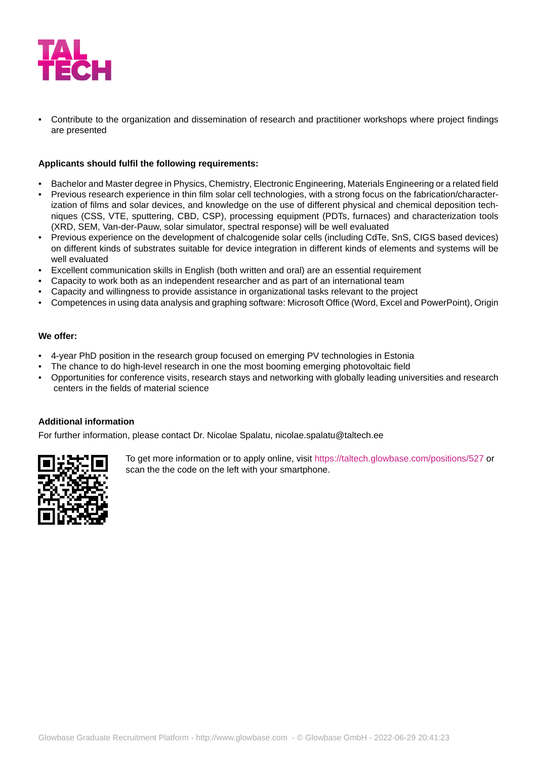- Contribute to the organization and dissemination of research and practitioner workshops where project findings are presented

**Applicants should fulfil the following requirements:**

- Bachelor and Master degree in Physics, Chemistry, Electronic Engineering, Materials Engineering or a related field
- Previous research experience in thin film solar cell technologies, with a strong focus on the fabrication/characterization of films and solar devices, and knowledge on the use of different physical and chemical deposition techniques (CSS, VTE, sputtering, CBD, CSP), processing equipment (PDTs, furnaces) and characterization tools (XRD, SEM, Van-der-Pauw, solar simulator, spectral response) will be well evaluated
- Previous experience on the development of chalcogenide solar cells (including CdTe, SnS, CIGS based devices) on different kinds of substrates suitable for device integration in different kinds of elements and systems will be well evaluated
- Excellent communication skills in English (both written and oral) are an essential requirement
- Capacity to work both as an independent researcher and as part of an international team
- Capacity and willingness to provide assistance in organizational tasks relevant to the project
- Competences in using data analysis and graphing software: Microsoft Office (Word, Excel and PowerPoint), Origin

**We offer:**

- 4-year PhD position in the research group focused on emerging PV technologies in Estonia
- The chance to do high-level research in one the most booming emerging photovoltaic field
- Opportunities for conference visits, research stays and networking with globally leading universities and research centers in the fields of material science

**Additional information**

For further information, please contact Dr. Nicolae Spalatu, nicolae.spalatu@taltech.ee

To get more information or to apply online, visit https://taltech.glowbase.com/positions/527 or scan the the code on the left with your smartphone.